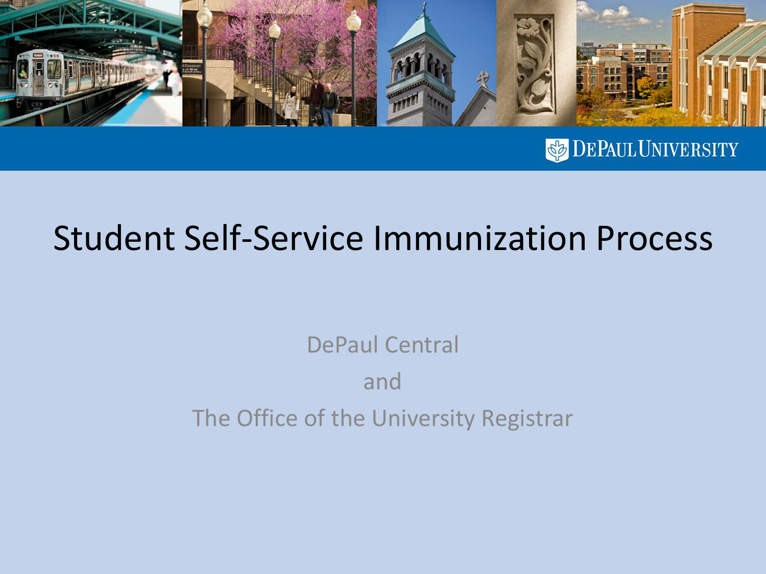# Student Self-Service Immunization Process

DePaul Central

and

The Office of the University Registrar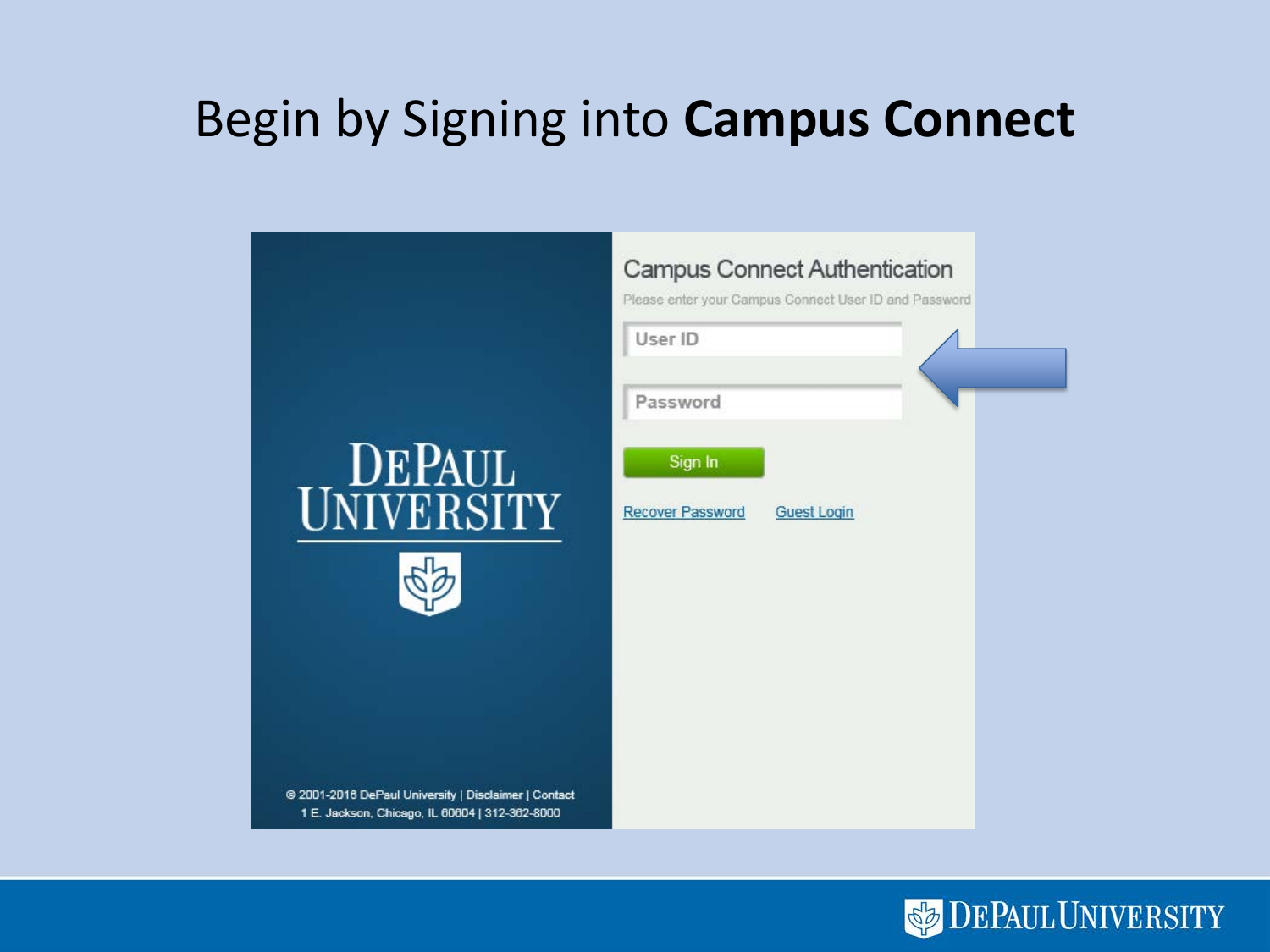# Begin by Signing into **Campus Connect**

Campus Connect Authentication

Please enter your Campus Connect User ID and Password

User ID

Password

Sign In

Recover Password    Guest Login

DePaul University

© 2001-2016 DePaul University | Disclaimer | Contact
1 E. Jackson, Chicago, IL 60604 | 312-362-8000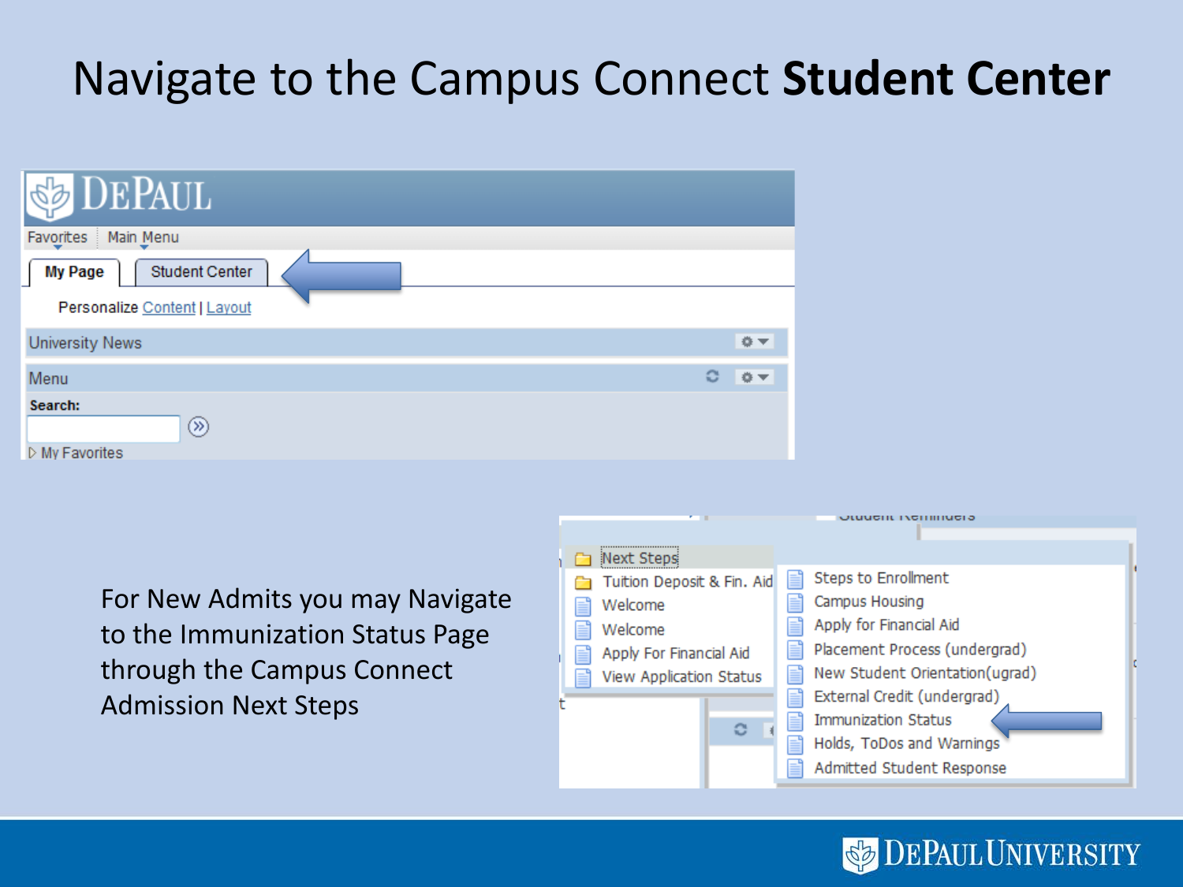# Navigate to the Campus Connect **Student Center**

For New Admits you may Navigate to the Immunization Status Page through the Campus Connect Admission Next Steps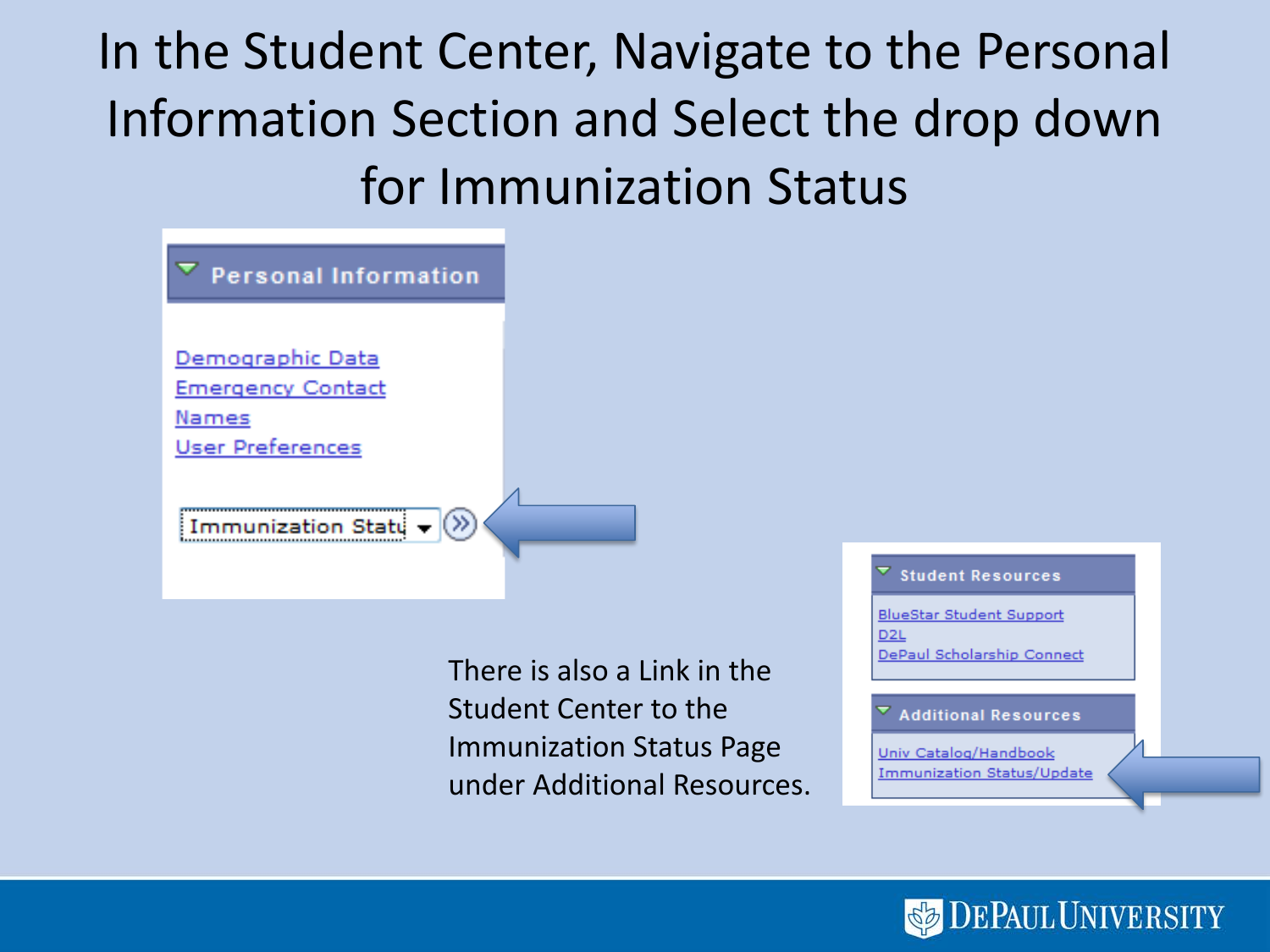# In the Student Center, Navigate to the Personal Information Section and Select the drop down for Immunization Status

**Personal Information**

Demographic Data
Emergency Contact
Names
User Preferences

Immunization Statu

There is also a Link in the Student Center to the Immunization Status Page under Additional Resources.

**Student Resources**

BlueStar Student Support
D2L
DePaul Scholarship Connect

**Additional Resources**

Univ Catalog/Handbook
Immunization Status/Update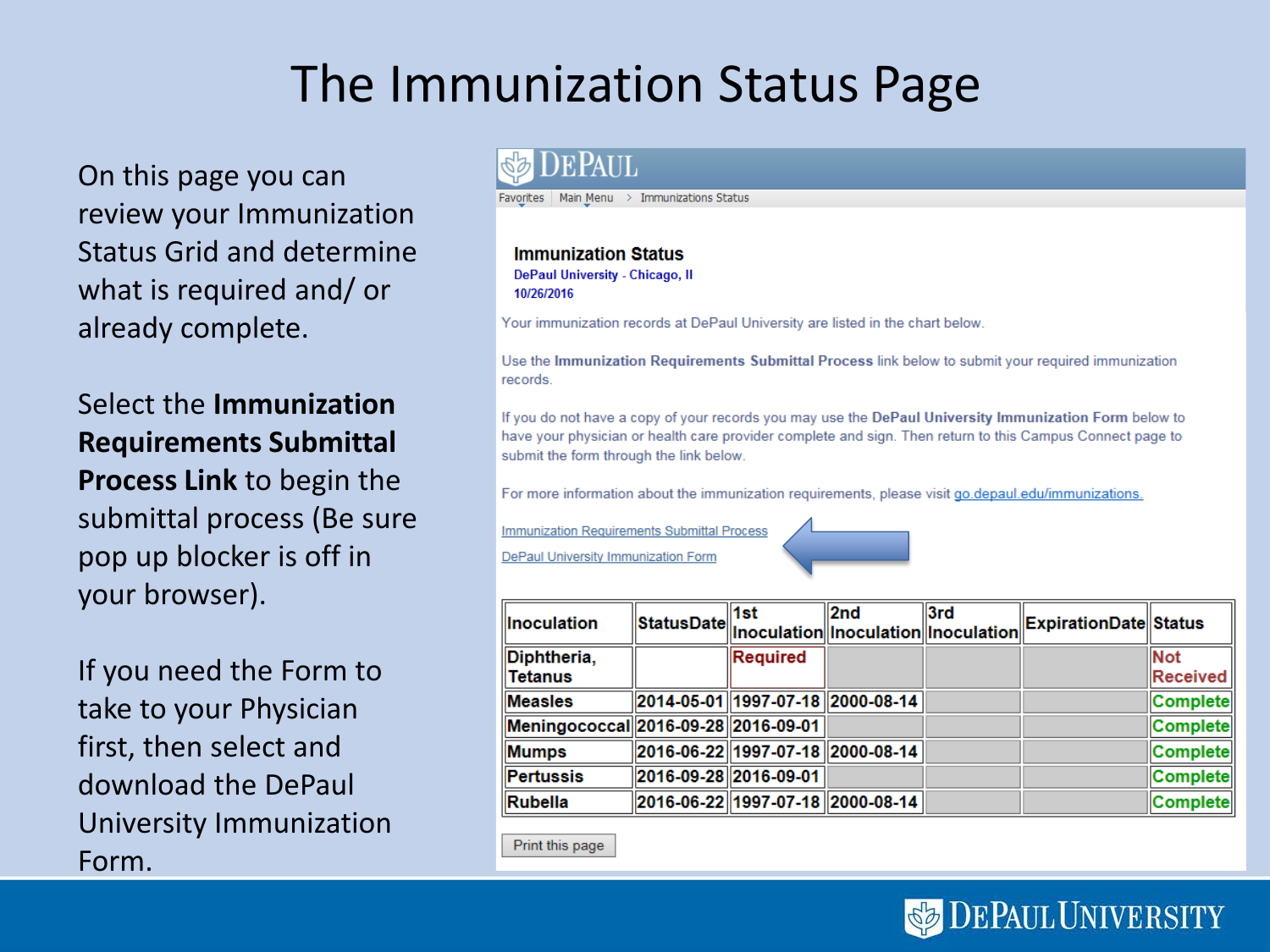# The Immunization Status Page

On this page you can review your Immunization Status Grid and determine what is required and/ or already complete.

Select the **Immunization Requirements Submittal Process Link** to begin the submittal process (Be sure pop up blocker is off in your browser).

If you need the Form to take to your Physician first, then select and download the DePaul University Immunization Form.

DEPAUL

Favorites | Main Menu > Immunizations Status

**Immunization Status**

DePaul University - Chicago, Il

10/26/2016

Your immunization records at DePaul University are listed in the chart below.

Use the **Immunization Requirements Submittal Process** link below to submit your required immunization records.

If you do not have a copy of your records you may use the **DePaul University Immunization Form** below to have your physician or health care provider complete and sign. Then return to this Campus Connect page to submit the form through the link below.

For more information about the immunization requirements, please visit go.depaul.edu/immunizations.

Immunization Requirements Submittal Process

DePaul University Immunization Form

| Inoculation | StatusDate | 1st Inoculation | 2nd Inoculation | 3rd Inoculation | ExpirationDate | Status |
|---|---|---|---|---|---|---|
| Diphtheria, Tetanus | | Required | | | | Not Received |
| Measles | 2014-05-01 | 1997-07-18 | 2000-08-14 | | | Complete |
| Meningococcal | 2016-09-28 | 2016-09-01 | | | | Complete |
| Mumps | 2016-06-22 | 1997-07-18 | 2000-08-14 | | | Complete |
| Pertussis | 2016-09-28 | 2016-09-01 | | | | Complete |
| Rubella | 2016-06-22 | 1997-07-18 | 2000-08-14 | | | Complete |

Print this page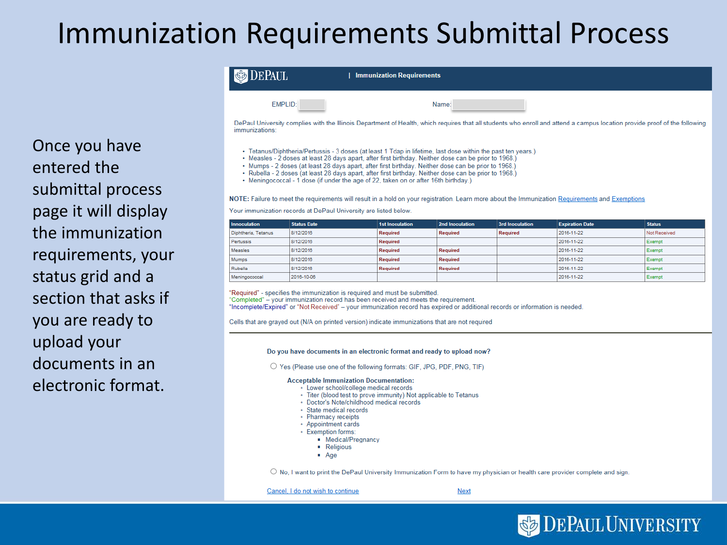# Immunization Requirements Submittal Process

Once you have entered the submittal process page it will display the immunization requirements, your status grid and a section that asks if you are ready to upload your documents in an electronic format.

DEPAUL | **Immunization Requirements**

EMPLID: Name:

DePaul University complies with the Illinois Department of Health, which requires that all students who enroll and attend a campus location provide proof of the following immunizations:

- Tetanus/Diphtheria/Pertussis - 3 doses (at least 1 Tdap in lifetime, last dose within the past ten years.)
- Measles - 2 doses at least 28 days apart, after first birthday. Neither dose can be prior to 1968.)
- Mumps - 2 doses (at least 28 days apart, after first birthday. Neither dose can be prior to 1968.)
- Rubella - 2 doses (at least 28 days apart, after first birthday. Neither dose can be prior to 1968.)
- Meningococcal - 1 dose (if under the age of 22, taken on or after 16th birthday.)

**NOTE:** Failure to meet the requirements will result in a hold on your registration. Learn more about the Immunization Requirements and Exemptions

Your immunization records at DePaul University are listed below.

| Innoculation | Status Date | 1st Inoculation | 2nd Inoculation | 3rd Inoculation | Expiration Date | Status |
|---|---|---|---|---|---|---|
| Diphtheria, Tetanus | 8/12/2016 | Required | Required | Required | 2016-11-22 | Not Received |
| Pertussis | 8/12/2016 | Required | | | 2016-11-22 | Exempt |
| Measles | 8/12/2016 | Required | Required | | 2016-11-22 | Exempt |
| Mumps | 8/12/2016 | Required | Required | | 2016-11-22 | Exempt |
| Rubella | 8/12/2016 | Required | Required | | 2016-11-22 | Exempt |
| Meningococcal | 2016-10-06 | | | | 2016-11-22 | Exempt |

"Required" - specifies the immunization is required and must be submitted.
"Completed" – your immunization record has been received and meets the requirement.
"Incomplete/Expired" or "Not Received" – your immunization record has expired or additional records or information is needed.

Cells that are grayed out (N/A on printed version) indicate immunizations that are not required

**Do you have documents in an electronic format and ready to upload now?**

○ Yes (Please use one of the following formats: GIF, JPG, PDF, PNG, TIF)

**Acceptable Immunization Documentation:**

- Lower school/college medical records
- Titer (blood test to prove immunity) Not applicable to Tetanus
- Doctor's Note/childhood medical records
- State medical records
- Pharmacy receipts
- Appointment cards
- Exemption forms:
  - Medical/Pregnancy
  - Religious
  - Age

○ No, I want to print the DePaul University Immunization Form to have my physician or health care provider complete and sign.

Cancel, I do not wish to continue      Next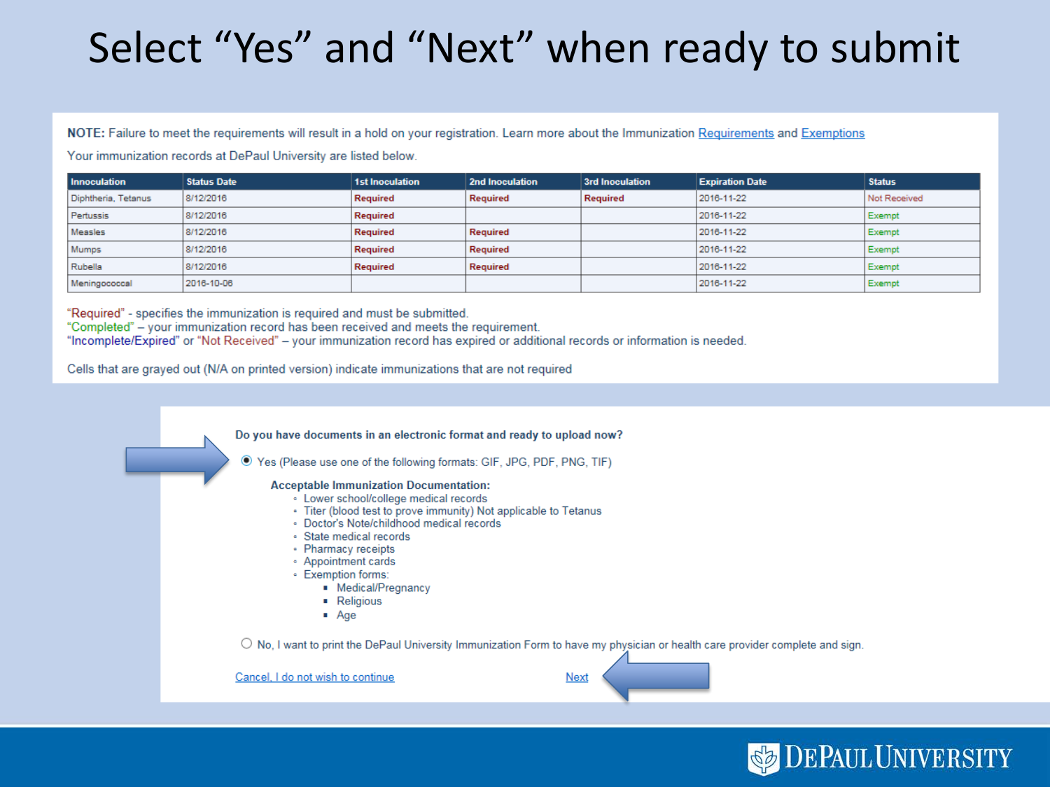# Select "Yes" and "Next" when ready to submit

**NOTE:** Failure to meet the requirements will result in a hold on your registration. Learn more about the Immunization Requirements and Exemptions

Your immunization records at DePaul University are listed below.

| Innoculation | Status Date | 1st Inoculation | 2nd Inoculation | 3rd Inoculation | Expiration Date | Status |
|---|---|---|---|---|---|---|
| Diphtheria, Tetanus | 8/12/2016 | Required | Required | Required | 2016-11-22 | Not Received |
| Pertussis | 8/12/2016 | Required | | | 2016-11-22 | Exempt |
| Measles | 8/12/2016 | Required | Required | | 2016-11-22 | Exempt |
| Mumps | 8/12/2016 | Required | Required | | 2016-11-22 | Exempt |
| Rubella | 8/12/2016 | Required | Required | | 2016-11-22 | Exempt |
| Meningococcal | 2016-10-06 | | | | 2016-11-22 | Exempt |

"Required" - specifies the immunization is required and must be submitted.
"Completed" – your immunization record has been received and meets the requirement.
"Incomplete/Expired" or "Not Received" – your immunization record has expired or additional records or information is needed.

Cells that are grayed out (N/A on printed version) indicate immunizations that are not required

**Do you have documents in an electronic format and ready to upload now?**

- (●) Yes (Please use one of the following formats: GIF, JPG, PDF, PNG, TIF)

  **Acceptable Immunization Documentation:**
  - Lower school/college medical records
  - Titer (blood test to prove immunity) Not applicable to Tetanus
  - Doctor's Note/childhood medical records
  - State medical records
  - Pharmacy receipts
  - Appointment cards
  - Exemption forms:
    - Medical/Pregnancy
    - Religious
    - Age

- ( ) No, I want to print the DePaul University Immunization Form to have my physician or health care provider complete and sign.

Cancel, I do not wish to continue    Next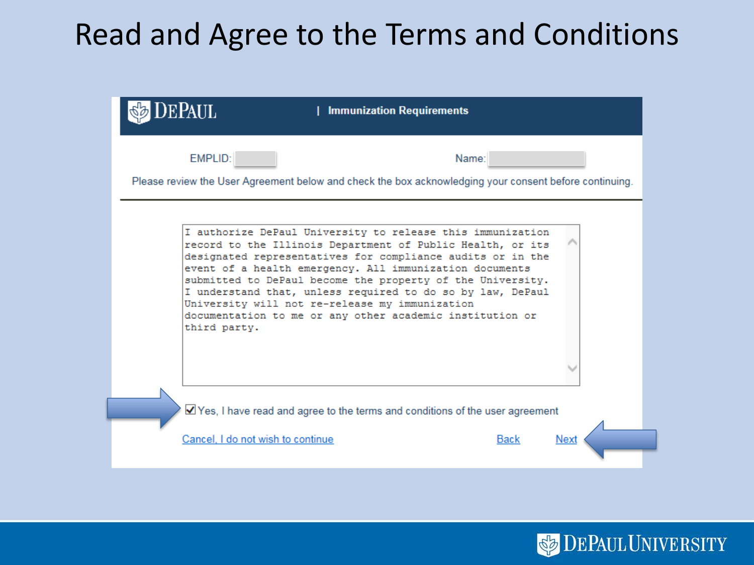# Read and Agree to the Terms and Conditions

DePaul | Immunization Requirements

EMPLID: Name:

Please review the User Agreement below and check the box acknowledging your consent before continuing.

```
I authorize DePaul University to release this immunization
record to the Illinois Department of Public Health, or its
designated representatives for compliance audits or in the
event of a health emergency. All immunization documents
submitted to DePaul become the property of the University.
I understand that, unless required to do so by law, DePaul
University will not re-release my immunization
documentation to me or any other academic institution or
third party.
```

☑ Yes, I have read and agree to the terms and conditions of the user agreement

Cancel, I do not wish to continue    Back    Next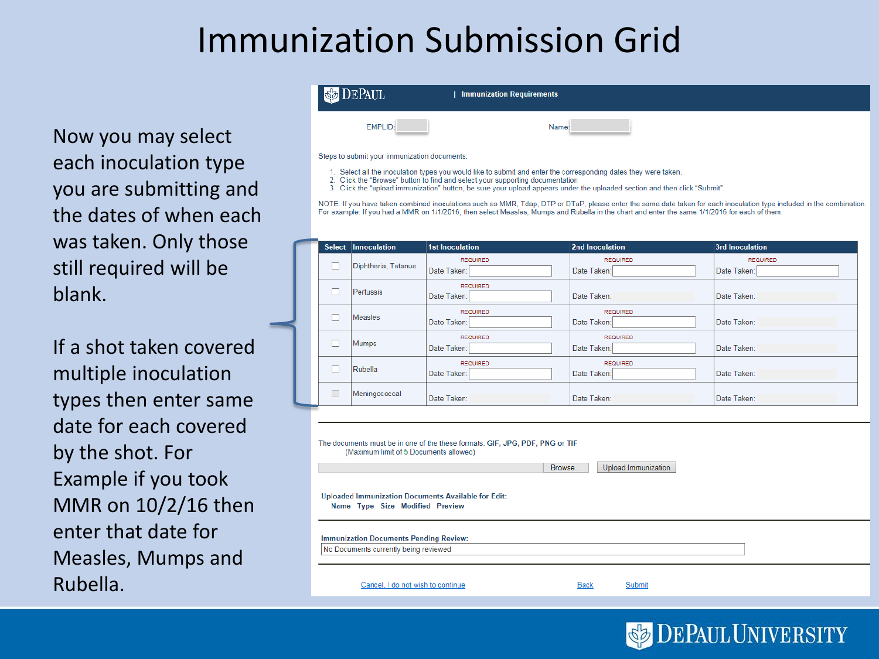# Immunization Submission Grid

Now you may select each inoculation type you are submitting and the dates of when each was taken. Only those still required will be blank.

If a shot taken covered multiple inoculation types then enter same date for each covered by the shot. For Example if you took MMR on 10/2/16 then enter that date for Measles, Mumps and Rubella.

DEPAUL | Immunization Requirements

EMPLID: Name:

Steps to submit your immunization documents:

1. Select all the inoculation types you would like to submit and enter the corresponding dates they were taken.
2. Click the "Browse" button to find and select your supporting documentation
3. Click the "upload immunization" button, be sure your upload appears under the uploaded section and then click "Submit".

NOTE: If you have taken combined inoculations such as MMR, Tdap, DTP or DTaP, please enter the same date taken for each inoculation type included in the combination. For example: If you had a MMR on 1/1/2016, then select Measles, Mumps and Rubella in the chart and enter the same 1/1/2016 for each of them.

| Select | Inoculation | 1st Inoculation | 2nd Inoculation | 3rd Inoculation |
|---|---|---|---|---|
| ☐ | Diphtheria, Tetanus | REQUIRED Date Taken: | REQUIRED Date Taken: | REQUIRED Date Taken: |
| ☐ | Pertussis | REQUIRED Date Taken: | Date Taken: | Date Taken: |
| ☐ | Measles | REQUIRED Date Taken: | REQUIRED Date Taken: | Date Taken: |
| ☐ | Mumps | REQUIRED Date Taken: | REQUIRED Date Taken: | Date Taken: |
| ☐ | Rubella | REQUIRED Date Taken: | REQUIRED Date Taken: | Date Taken: |
| ☐ | Meningococcal | Date Taken: | Date Taken: | Date Taken: |

The documents must be in one of the these formats: GIF, JPG, PDF, PNG or TIF
(Maximum limit of 5 Documents allowed)

Browse... | Upload Immunization

Uploaded Immunization Documents Available for Edit:

Name Type Size Modified Preview

Immunization Documents Pending Review:

No Documents currently being reviewed

Cancel, I do not wish to continue | Back | Submit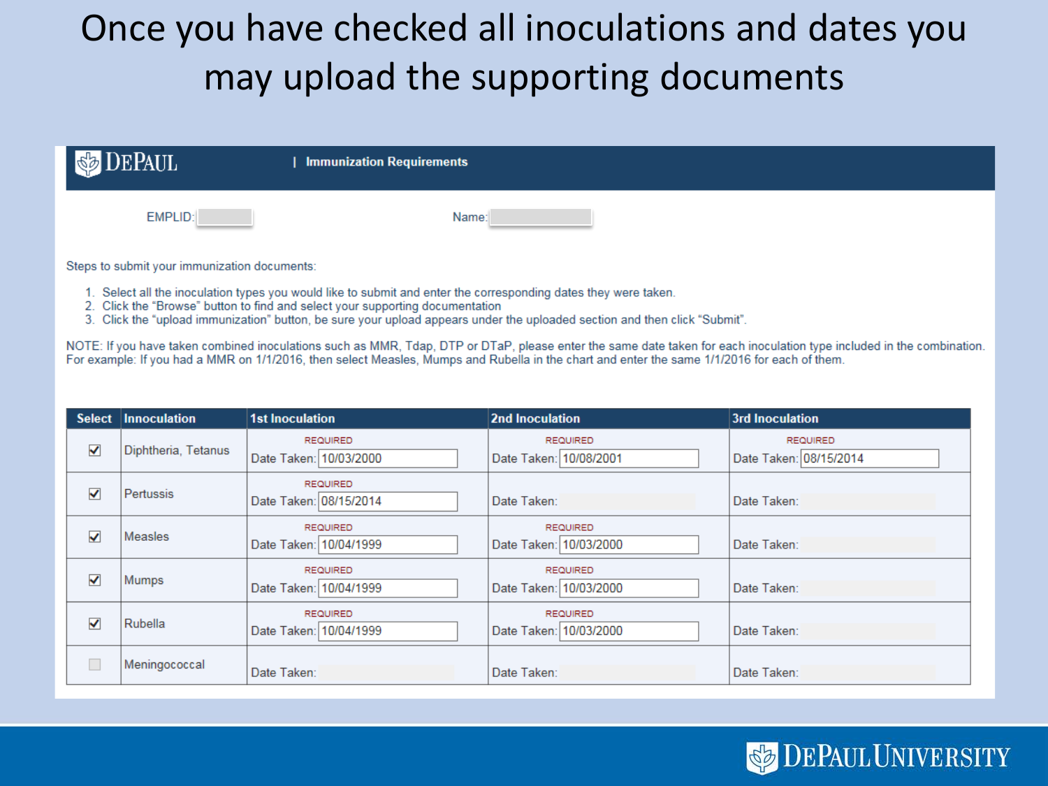# Once you have checked all inoculations and dates you may upload the supporting documents

**DEPAUL** | **Immunization Requirements**

EMPLID: Name:

Steps to submit your immunization documents:

1. Select all the inoculation types you would like to submit and enter the corresponding dates they were taken.
2. Click the "Browse" button to find and select your supporting documentation
3. Click the "upload immunization" button, be sure your upload appears under the uploaded section and then click "Submit".

NOTE: If you have taken combined inoculations such as MMR, Tdap, DTP or DTaP, please enter the same date taken for each inoculation type included in the combination. For example: If you had a MMR on 1/1/2016, then select Measles, Mumps and Rubella in the chart and enter the same 1/1/2016 for each of them.

| Select | Innoculation | 1st Inoculation | 2nd Inoculation | 3rd Inoculation |
|---|---|---|---|---|
| ☑ | Diphtheria, Tetanus | REQUIRED Date Taken: 10/03/2000 | REQUIRED Date Taken: 10/08/2001 | REQUIRED Date Taken: 08/15/2014 |
| ☑ | Pertussis | REQUIRED Date Taken: 08/15/2014 | Date Taken: | Date Taken: |
| ☑ | Measles | REQUIRED Date Taken: 10/04/1999 | REQUIRED Date Taken: 10/03/2000 | Date Taken: |
| ☑ | Mumps | REQUIRED Date Taken: 10/04/1999 | REQUIRED Date Taken: 10/03/2000 | Date Taken: |
| ☑ | Rubella | REQUIRED Date Taken: 10/04/1999 | REQUIRED Date Taken: 10/03/2000 | Date Taken: |
| ☐ | Meningococcal | Date Taken: | Date Taken: | Date Taken: |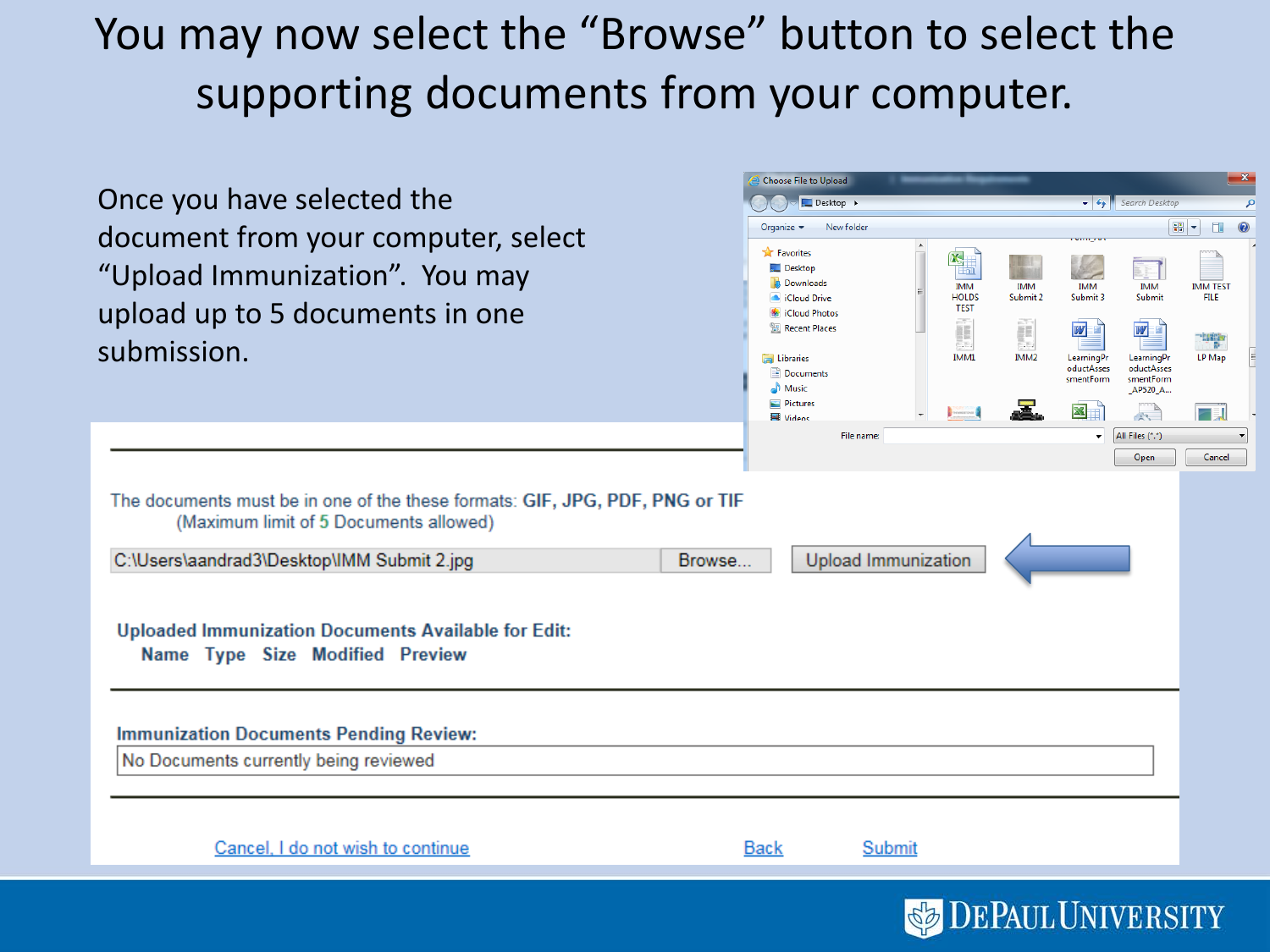# You may now select the "Browse" button to select the supporting documents from your computer.

Once you have selected the document from your computer, select "Upload Immunization". You may upload up to 5 documents in one submission.

The documents must be in one of the these formats: GIF, JPG, PDF, PNG or TIF
(Maximum limit of 5 Documents allowed)

C:\Users\aandrad3\Desktop\IMM Submit 2.jpg | Browse... | Upload Immunization

**Uploaded Immunization Documents Available for Edit:**

**Name Type Size Modified Preview**

**Immunization Documents Pending Review:**

No Documents currently being reviewed

Cancel, I do not wish to continue | Back | Submit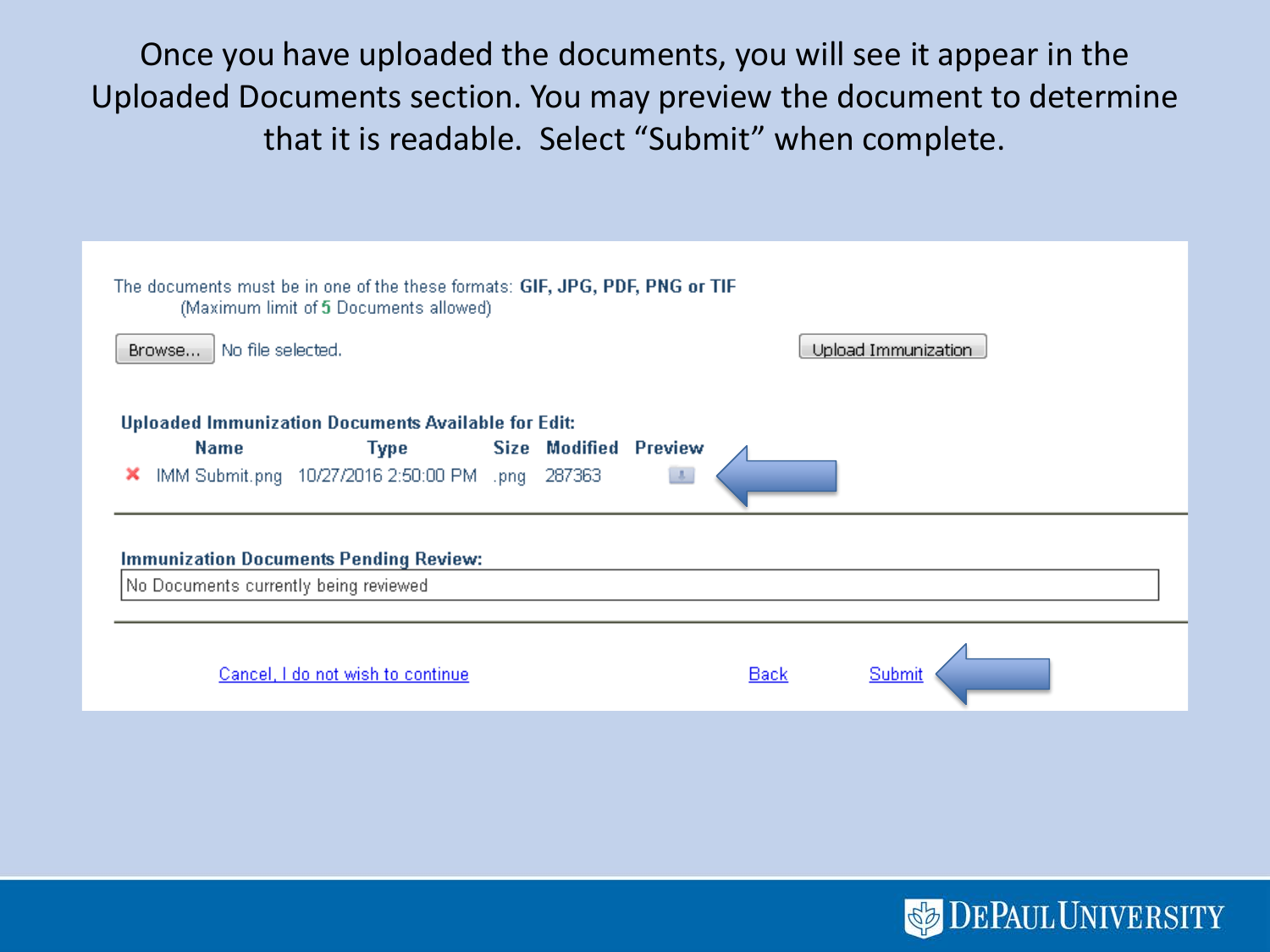Once you have uploaded the documents, you will see it appear in the Uploaded Documents section. You may preview the document to determine that it is readable. Select "Submit" when complete.

The documents must be in one of the these formats: **GIF, JPG, PDF, PNG or TIF**
(Maximum limit of **5** Documents allowed)

Browse... No file selected. Upload Immunization

**Uploaded Immunization Documents Available for Edit:**

| | Name | Type | Size | Modified | Preview |
|---|---|---|---|---|---|
| ✖ | IMM Submit.png | 10/27/2016 2:50:00 PM | .png | 287363 | |

**Immunization Documents Pending Review:**

No Documents currently being reviewed

Cancel, I do not wish to continue    Back    Submit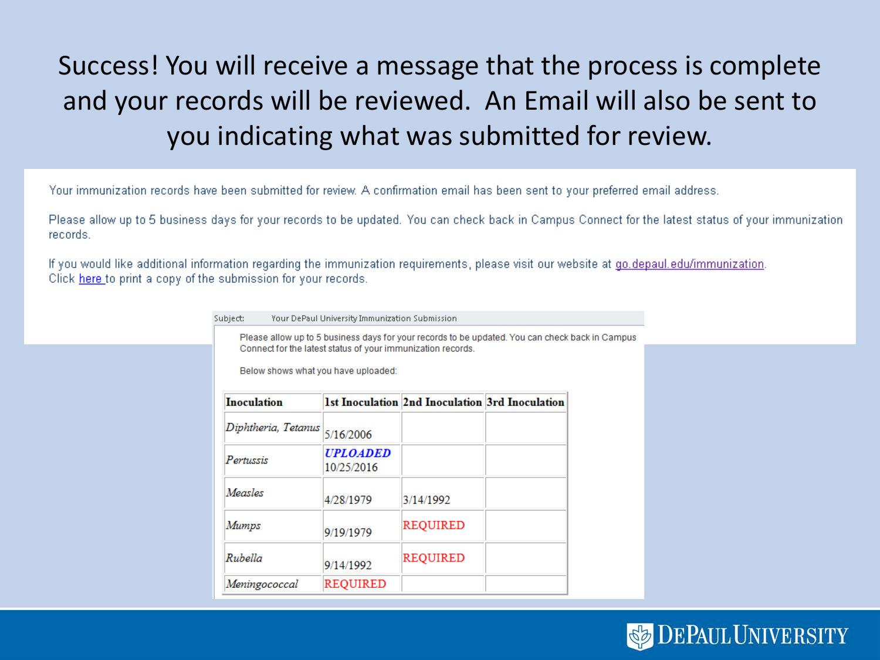# Success! You will receive a message that the process is complete and your records will be reviewed. An Email will also be sent to you indicating what was submitted for review.

Your immunization records have been submitted for review. A confirmation email has been sent to your preferred email address.

Please allow up to 5 business days for your records to be updated. You can check back in Campus Connect for the latest status of your immunization records.

If you would like additional information regarding the immunization requirements, please visit our website at go.depaul.edu/immunization.
Click here to print a copy of the submission for your records.

Subject: Your DePaul University Immunization Submission

Please allow up to 5 business days for your records to be updated. You can check back in Campus Connect for the latest status of your immunization records.

Below shows what you have uploaded:

| Inoculation | 1st Inoculation | 2nd Inoculation | 3rd Inoculation |
|---|---|---|---|
| *Diphtheria, Tetanus* | 5/16/2006 | | |
| *Pertussis* | ***UPLOADED*** 10/25/2016 | | |
| *Measles* | 4/28/1979 | 3/14/1992 | |
| *Mumps* | 9/19/1979 | REQUIRED | |
| *Rubella* | 9/14/1992 | REQUIRED | |
| *Meningococcal* | REQUIRED | | |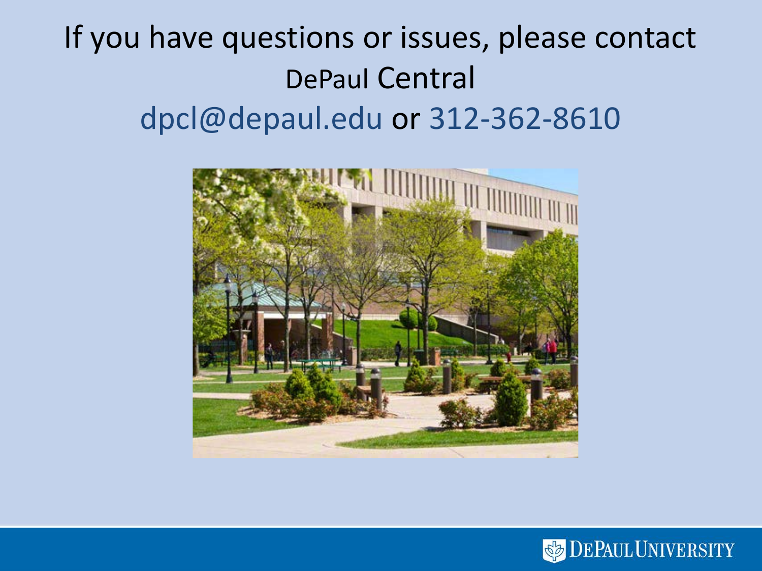If you have questions or issues, please contact DePaul Central

dpcl@depaul.edu or 312-362-8610